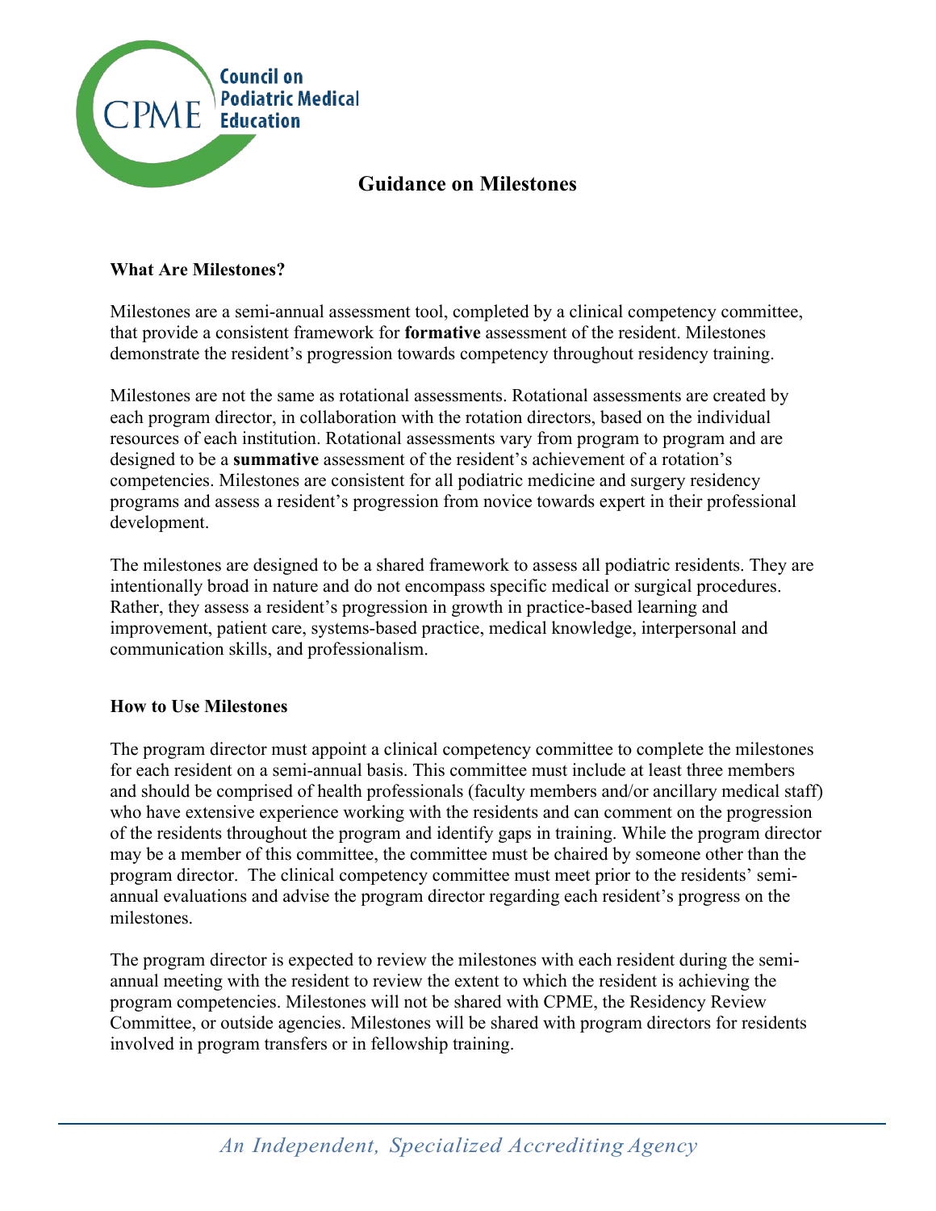# Guidance on Milestones

## What Are Milestones?

Milestones are a semi-annual assessment tool, completed by a clinical competency committee, that provide a consistent framework for **formative** assessment of the resident. Milestones demonstrate the resident's progression towards competency throughout residency training.

Milestones are not the same as rotational assessments. Rotational assessments are created by each program director, in collaboration with the rotation directors, based on the individual resources of each institution. Rotational assessments vary from program to program and are designed to be a **summative** assessment of the resident's achievement of a rotation's competencies. Milestones are consistent for all podiatric medicine and surgery residency programs and assess a resident's progression from novice towards expert in their professional development.

The milestones are designed to be a shared framework to assess all podiatric residents. They are intentionally broad in nature and do not encompass specific medical or surgical procedures. Rather, they assess a resident's progression in growth in practice-based learning and improvement, patient care, systems-based practice, medical knowledge, interpersonal and communication skills, and professionalism.

## How to Use Milestones

The program director must appoint a clinical competency committee to complete the milestones for each resident on a semi-annual basis. This committee must include at least three members and should be comprised of health professionals (faculty members and/or ancillary medical staff) who have extensive experience working with the residents and can comment on the progression of the residents throughout the program and identify gaps in training. While the program director may be a member of this committee, the committee must be chaired by someone other than the program director. The clinical competency committee must meet prior to the residents' semi-annual evaluations and advise the program director regarding each resident's progress on the milestones.

The program director is expected to review the milestones with each resident during the semi-annual meeting with the resident to review the extent to which the resident is achieving the program competencies. Milestones will not be shared with CPME, the Residency Review Committee, or outside agencies. Milestones will be shared with program directors for residents involved in program transfers or in fellowship training.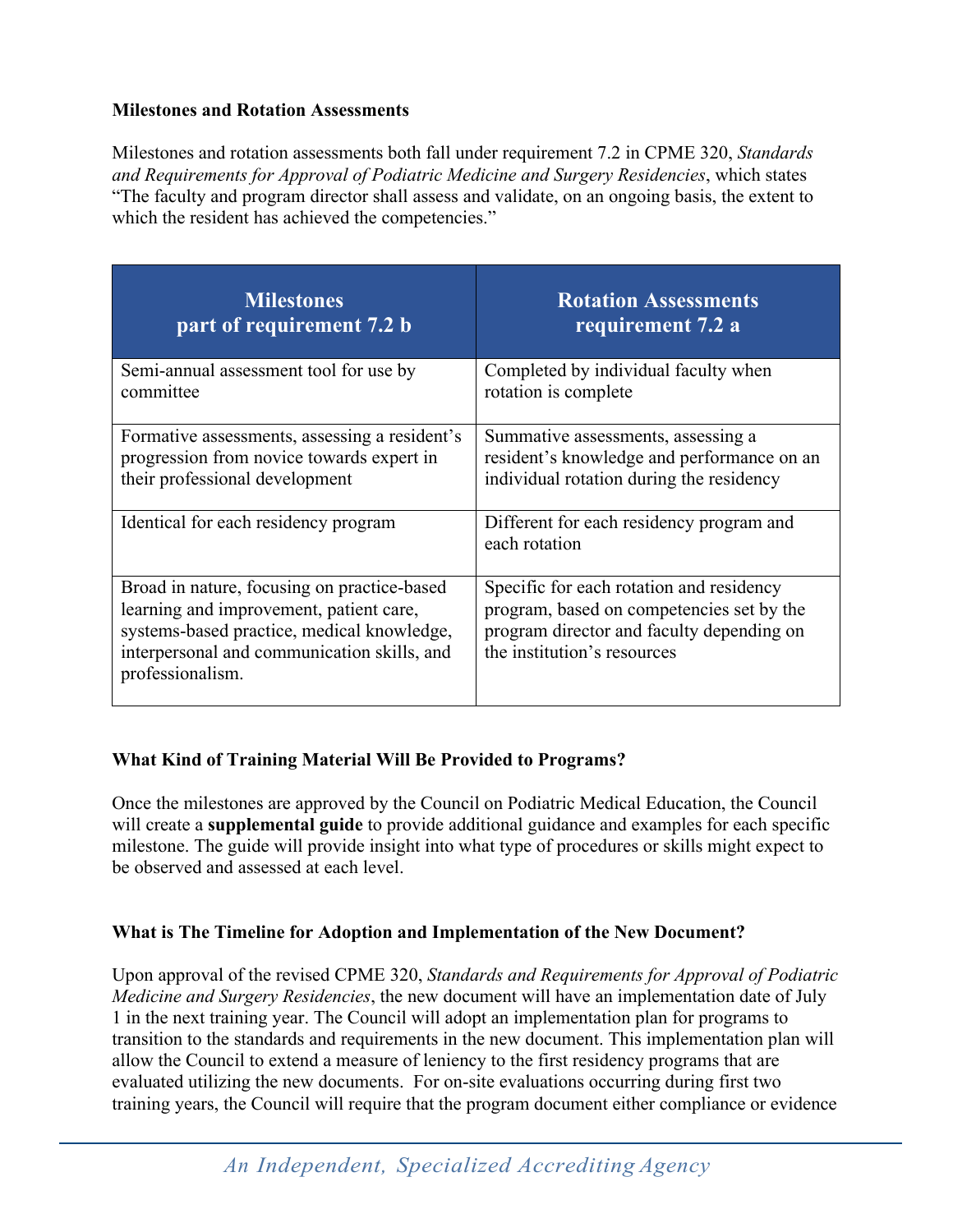### Milestones and Rotation Assessments

Milestones and rotation assessments both fall under requirement 7.2 in CPME 320, *Standards and Requirements for Approval of Podiatric Medicine and Surgery Residencies*, which states "The faculty and program director shall assess and validate, on an ongoing basis, the extent to which the resident has achieved the competencies."

| Milestones part of requirement 7.2 b | Rotation Assessments requirement 7.2 a |
|---|---|
| Semi-annual assessment tool for use by committee | Completed by individual faculty when rotation is complete |
| Formative assessments, assessing a resident's progression from novice towards expert in their professional development | Summative assessments, assessing a resident's knowledge and performance on an individual rotation during the residency |
| Identical for each residency program | Different for each residency program and each rotation |
| Broad in nature, focusing on practice-based learning and improvement, patient care, systems-based practice, medical knowledge, interpersonal and communication skills, and professionalism. | Specific for each rotation and residency program, based on competencies set by the program director and faculty depending on the institution's resources |

### What Kind of Training Material Will Be Provided to Programs?

Once the milestones are approved by the Council on Podiatric Medical Education, the Council will create a **supplemental guide** to provide additional guidance and examples for each specific milestone. The guide will provide insight into what type of procedures or skills might expect to be observed and assessed at each level.

### What is The Timeline for Adoption and Implementation of the New Document?

Upon approval of the revised CPME 320, *Standards and Requirements for Approval of Podiatric Medicine and Surgery Residencies*, the new document will have an implementation date of July 1 in the next training year. The Council will adopt an implementation plan for programs to transition to the standards and requirements in the new document. This implementation plan will allow the Council to extend a measure of leniency to the first residency programs that are evaluated utilizing the new documents. For on-site evaluations occurring during first two training years, the Council will require that the program document either compliance or evidence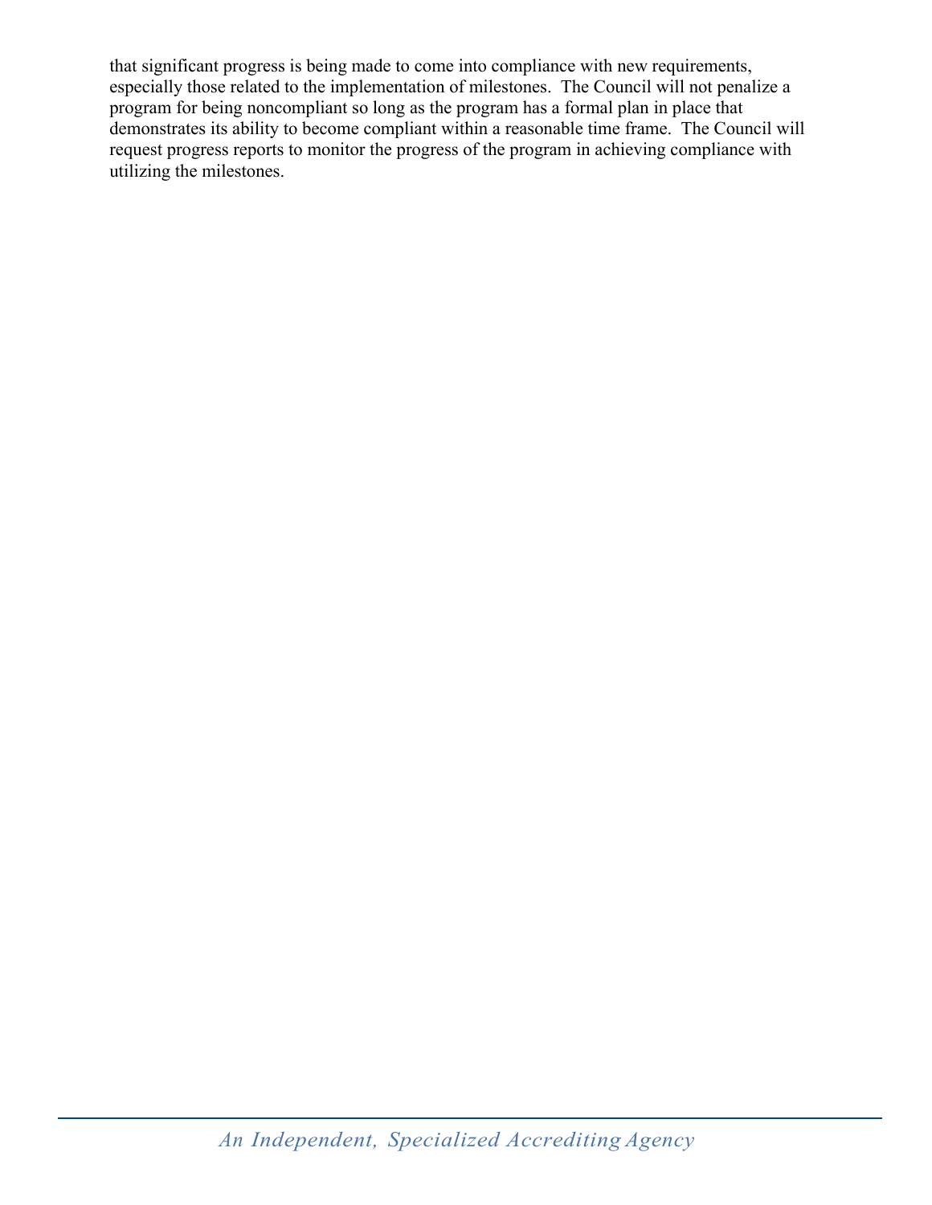that significant progress is being made to come into compliance with new requirements, especially those related to the implementation of milestones. The Council will not penalize a program for being noncompliant so long as the program has a formal plan in place that demonstrates its ability to become compliant within a reasonable time frame. The Council will request progress reports to monitor the progress of the program in achieving compliance with utilizing the milestones.